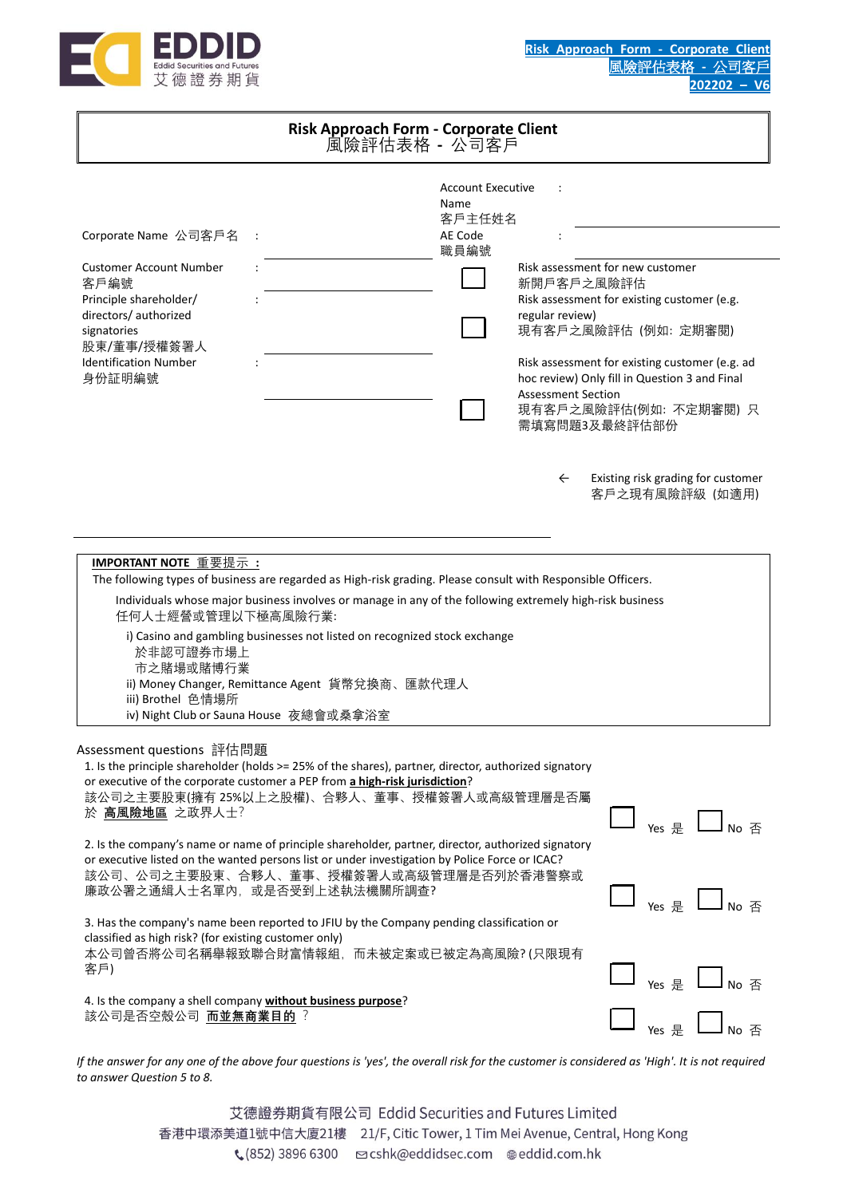Risk Approach Form - Corporate Client
風險評估表格 - 公司客戶
202202 – V6

# Risk Approach Form - Corporate Client
# 風險評估表格 - 公司客戶

Account Executive Name 客戶主任姓名 : ____________________

AE Code 職員編號 : ____________________

Corporate Name 公司客戶名 : ____________________

Customer Account Number 客戶編號 : ____________________

Principle shareholder/ directors/ authorized signatories 股東/董事/授權簽署人 : ____________________

Identification Number 身份証明編號 : ____________________

☐ Risk assessment for new customer 新開戶客戶之風險評估

☐ Risk assessment for existing customer (e.g. regular review) 現有客戶之風險評估 (例如: 定期審閱)

☐ Risk assessment for existing customer (e.g. ad hoc review) Only fill in Question 3 and Final Assessment Section 現有客戶之風險評估(例如: 不定期審閱) 只需填寫問題3及最終評估部份

← Existing risk grading for customer 客戶之現有風險評級 (如適用)

____________________________________________

**IMPORTANT NOTE 重要提示 :**

The following types of business are regarded as High-risk grading. Please consult with Responsible Officers.

Individuals whose major business involves or manage in any of the following extremely high-risk business
任何人士經營或管理以下極高風險行業:

i) Casino and gambling businesses not listed on recognized stock exchange
於非認可證券市場上
市之賭場或賭博行業
ii) Money Changer, Remittance Agent 貨幣兌換商、匯款代理人
iii) Brothel 色情場所
iv) Night Club or Sauna House 夜總會或桑拿浴室

Assessment questions 評估問題

1. Is the principle shareholder (holds >= 25% of the shares), partner, director, authorized signatory or executive of the corporate customer a PEP from **a high-risk jurisdiction**?
該公司之主要股東(擁有 25%以上之股權)、合夥人、董事、授權簽署人或高級管理層是否屬於 **高風險地區** 之政界人士? ☐ Yes 是 ☐ No 否

2. Is the company's name or name of principle shareholder, partner, director, authorized signatory or executive listed on the wanted persons list or under investigation by Police Force or ICAC?
該公司、公司之主要股東、合夥人、董事、授權簽署人或高級管理層是否列於香港警察或廉政公署之通緝人士名單內，或是否受到上述執法機關所調查? ☐ Yes 是 ☐ No 否

3. Has the company's name been reported to JFIU by the Company pending classification or classified as high risk? (for existing customer only)
本公司曾否將公司名稱舉報致聯合財富情報組，而未被定案或已被定為高風險? (只限現有客戶) ☐ Yes 是 ☐ No 否

4. Is the company a shell company **without business purpose**?
該公司是否空殼公司 **而並無商業目的** ? ☐ Yes 是 ☐ No 否

*If the answer for any one of the above four questions is 'yes', the overall risk for the customer is considered as 'High'. It is not required to answer Question 5 to 8.*

艾德證券期貨有限公司 Eddid Securities and Futures Limited
香港中環添美道1號中信大廈21樓 21/F, Citic Tower, 1 Tim Mei Avenue, Central, Hong Kong
(852) 3896 6300 cshk@eddidsec.com eddid.com.hk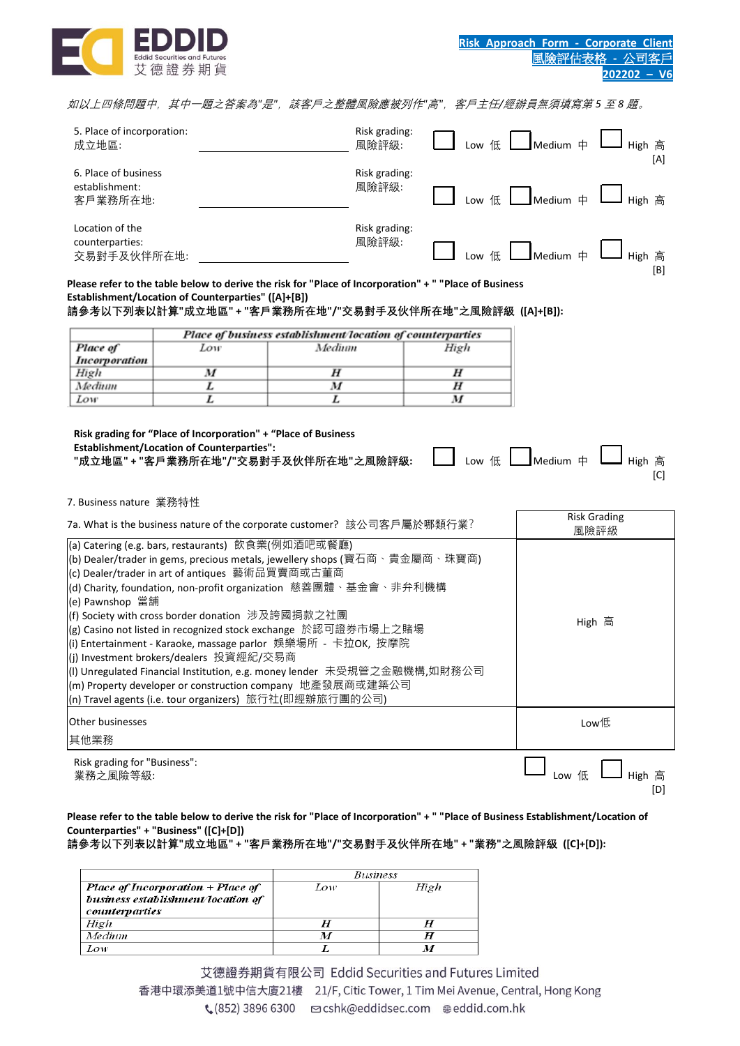如以上四條問題中，其中一題之答案為"是"，該客戶之整體風險應被列作"高"，客戶主任/經辦員無須填寫第 5 至 8 題。

5. Place of incorporation:
成立地區: ____________________

Risk grading:
風險評級: ☐ Low 低 ☐ Medium 中 ☐ High 高 [A]

6. Place of business establishment:
客戶業務所在地: ____________________

Risk grading:
風險評級: ☐ Low 低 ☐ Medium 中 ☐ High 高

Location of the counterparties:
交易對手及伙伴所在地: ____________________

Risk grading:
風險評級: ☐ Low 低 ☐ Medium 中 ☐ High 高 [B]

**Please refer to the table below to derive the risk for "Place of Incorporation" + " "Place of Business Establishment/Location of Counterparties" ([A]+[B])**
**請參考以下列表以計算"成立地區" + "客戶業務所在地"/"交易對手及伙伴所在地"之風險評級 ([A]+[B]):**

| Place of Incorporation | Place of business establishment/location of counterparties: Low | Medium | High |
|---|---|---|---|
| High | M | H | H |
| Medium | L | M | H |
| Low | L | L | M |

**Risk grading for "Place of Incorporation" + "Place of Business Establishment/Location of Counterparties":**
**"成立地區" + "客戶業務所在地"/"交易對手及伙伴所在地"之風險評級:** ☐ Low 低 ☐ Medium 中 ☐ High 高 [C]

7. Business nature 業務特性

| 7a. What is the business nature of the corporate customer? 該公司客戶屬於哪類行業? | Risk Grading 風險評級 |
|---|---|
| (a) Catering (e.g. bars, restaurants) 飲食業(例如酒吧或餐廳)<br>(b) Dealer/trader in gems, precious metals, jewellery shops (寶石商、貴金屬商、珠寶商)<br>(c) Dealer/trader in art of antiques 藝術品買賣商或古董商<br>(d) Charity, foundation, non-profit organization 慈善團體、基金會、非弁利機構<br>(e) Pawnshop 當鋪<br>(f) Society with cross border donation 涉及跨國捐款之社團<br>(g) Casino not listed in recognized stock exchange 於認可證券市場上之賭場<br>(i) Entertainment - Karaoke, massage parlor 娛樂場所 - 卡拉OK, 按摩院<br>(j) Investment brokers/dealers 投資經紀/交易商<br>(l) Unregulated Financial Institution, e.g. money lender 未受規管之金融機構,如財務公司<br>(m) Property developer or construction company 地產發展商或建築公司<br>(n) Travel agents (i.e. tour organizers) 旅行社(即經辦旅行團的公司) | High 高 |
| Other businesses<br>其他業務 | Low低 |

Risk grading for "Business":
業務之風險等級: ☐ Low 低 ☐ High 高 [D]

**Please refer to the table below to derive the risk for "Place of Incorporation" + " "Place of Business Establishment/Location of Counterparties" + "Business" ([C]+[D])**
**請參考以下列表以計算"成立地區" + "客戶業務所在地"/"交易對手及伙伴所在地" + "業務"之風險評級 ([C]+[D]):**

| Place of Incorporation + Place of business establishment/location of counterparties | Business: Low | High |
|---|---|---|
| High | H | H |
| Medium | M | H |
| Low | L | M |

艾德證券期貨有限公司 Eddid Securities and Futures Limited
香港中環添美道1號中信大廈21樓 21/F, Citic Tower, 1 Tim Mei Avenue, Central, Hong Kong
(852) 3896 6300 cshk@eddidsec.com eddid.com.hk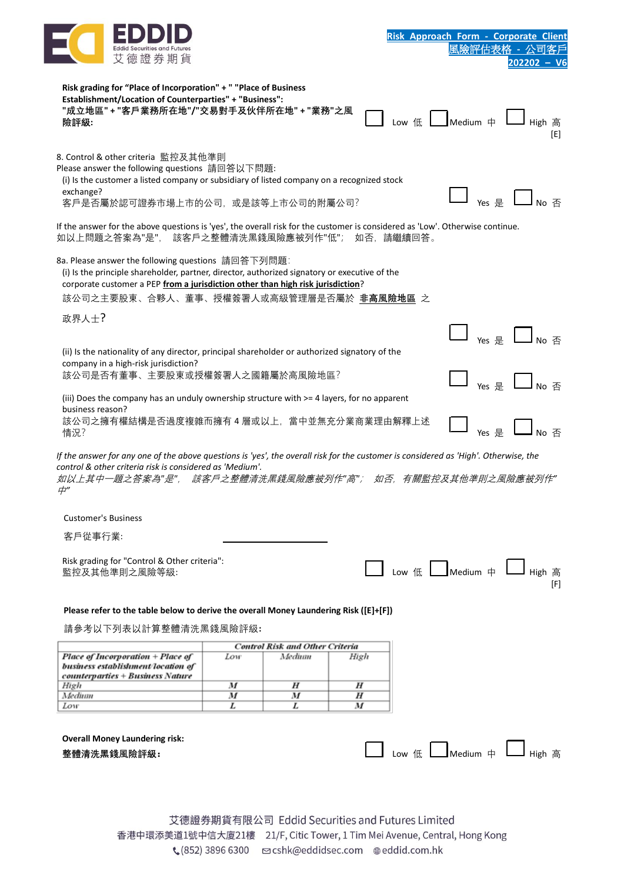Risk Approach Form - Corporate Client
風險評估表格 - 公司客戶
202202 – V6

**Risk grading for "Place of Incorporation" + " "Place of Business Establishment/Location of Counterparties" + "Business":**
**"成立地區" + "客戶業務所在地"/"交易對手及伙伴所在地" + "業務"之風險評級:**

☐ Low 低 ☐ Medium 中 ☐ High 高
[E]

8. Control & other criteria 監控及其他準則
Please answer the following questions 請回答以下問題:
(i) Is the customer a listed company or subsidiary of listed company on a recognized stock exchange?
客戶是否屬於認可證券市場上市的公司，或是該等上市公司的附屬公司?

☐ Yes 是 ☐ No 否

If the answer for the above questions is 'yes', the overall risk for the customer is considered as 'Low'. Otherwise continue.
如以上問題之答案為"是"， 該客戶之整體清洗黑錢風險應被列作"低"； 如否，請繼續回答。

8a. Please answer the following questions 請回答下列問題:
(i) Is the principle shareholder, partner, director, authorized signatory or executive of the corporate customer a PEP **from a jurisdiction other than high risk jurisdiction**?
該公司之主要股東、合夥人、董事、授權簽署人或高級管理層是否屬於 **非高風險地區** 之政界人士?

☐ Yes 是 ☐ No 否

(ii) Is the nationality of any director, principal shareholder or authorized signatory of the company in a high-risk jurisdiction?
該公司是否有董事、主要股東或授權簽署人之國籍屬於高風險地區?

☐ Yes 是 ☐ No 否

(iii) Does the company has an unduly ownership structure with >= 4 layers, for no apparent business reason?
該公司之擁有權結構是否過度複雜而擁有 4 層或以上，當中並無充分業商業理由解釋上述情況?

☐ Yes 是 ☐ No 否

*If the answer for any one of the above questions is 'yes', the overall risk for the customer is considered as 'High'. Otherwise, the control & other criteria risk is considered as 'Medium'.*
*如以上其中一題之答案為"是"， 該客戶之整體清洗黑錢風險應被列作"高"； 如否，有關監控及其他準則之風險應被列作"中"*

Customer's Business
客戶從事行業: ____________________

Risk grading for "Control & Other criteria":
監控及其他準則之風險等級:

☐ Low 低 ☐ Medium 中 ☐ High 高
[F]

**Please refer to the table below to derive the overall Money Laundering Risk ([E]+[F])**

請參考以下列表以計算整體清洗黑錢風險評級:

| *Place of Incorporation + Place of business establishment/location of counterparties + Business Nature* | *Control Risk and Other Criteria* | | |
|---|---|---|---|
| | *Low* | *Medium* | *High* |
| *High* | *M* | *H* | *H* |
| *Medium* | *M* | *M* | *H* |
| *Low* | *L* | *L* | *M* |

**Overall Money Laundering risk:**
**整體清洗黑錢風險評級:**

☐ Low 低 ☐ Medium 中 ☐ High 高

艾德證券期貨有限公司 Eddid Securities and Futures Limited
香港中環添美道1號中信大廈21樓 21/F, Citic Tower, 1 Tim Mei Avenue, Central, Hong Kong
(852) 3896 6300 cshk@eddidsec.com eddid.com.hk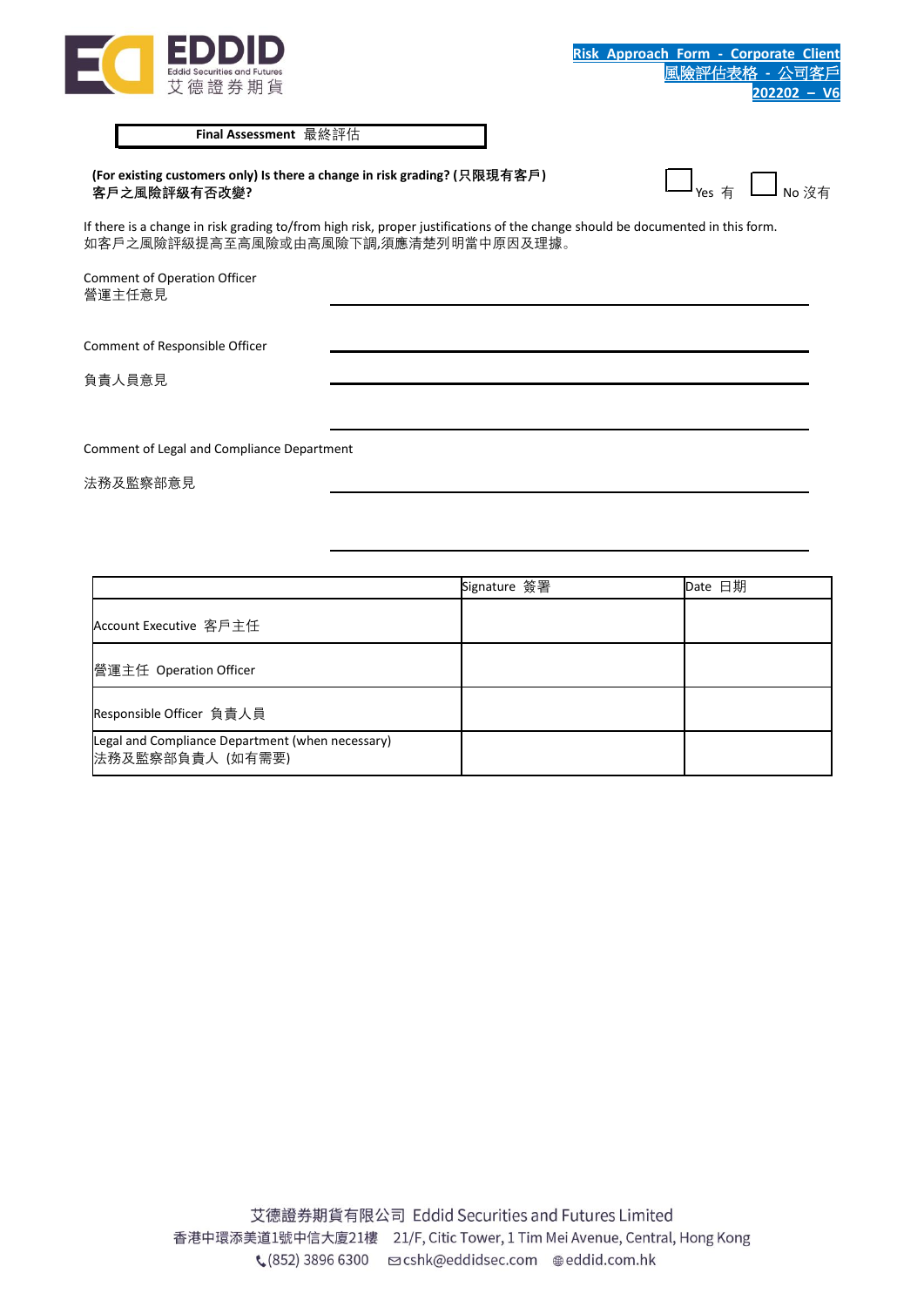**Final Assessment** 最終評估

**(For existing customers only) Is there a change in risk grading? (只限現有客戶)**
**客戶之風險評級有否改變?**

☐ Yes 有 ☐ No 沒有

If there is a change in risk grading to/from high risk, proper justifications of the change should be documented in this form.
如客戶之風險評級提高至高風險或由高風險下調,須應清楚列明當中原因及理據。

Comment of Operation Officer
營運主任意見

\_\_\_\_\_\_\_\_\_\_\_\_\_\_\_\_\_\_\_\_\_\_\_\_\_\_\_\_\_\_\_\_\_\_\_\_\_\_\_\_

Comment of Responsible Officer

負責人員意見

\_\_\_\_\_\_\_\_\_\_\_\_\_\_\_\_\_\_\_\_\_\_\_\_\_\_\_\_\_\_\_\_\_\_\_\_\_\_\_\_

\_\_\_\_\_\_\_\_\_\_\_\_\_\_\_\_\_\_\_\_\_\_\_\_\_\_\_\_\_\_\_\_\_\_\_\_\_\_\_\_

\_\_\_\_\_\_\_\_\_\_\_\_\_\_\_\_\_\_\_\_\_\_\_\_\_\_\_\_\_\_\_\_\_\_\_\_\_\_\_\_

Comment of Legal and Compliance Department

法務及監察部意見

\_\_\_\_\_\_\_\_\_\_\_\_\_\_\_\_\_\_\_\_\_\_\_\_\_\_\_\_\_\_\_\_\_\_\_\_\_\_\_\_

\_\_\_\_\_\_\_\_\_\_\_\_\_\_\_\_\_\_\_\_\_\_\_\_\_\_\_\_\_\_\_\_\_\_\_\_\_\_\_\_

| | Signature 簽署 | Date 日期 |
|---|---|---|
| Account Executive 客戶主任 | | |
| 營運主任 Operation Officer | | |
| Responsible Officer 負責人員 | | |
| Legal and Compliance Department (when necessary) 法務及監察部負責人 (如有需要) | | |

艾德證券期貨有限公司 Eddid Securities and Futures Limited
香港中環添美道1號中信大廈21樓 21/F, Citic Tower, 1 Tim Mei Avenue, Central, Hong Kong
(852) 3896 6300 cshk@eddidsec.com eddid.com.hk